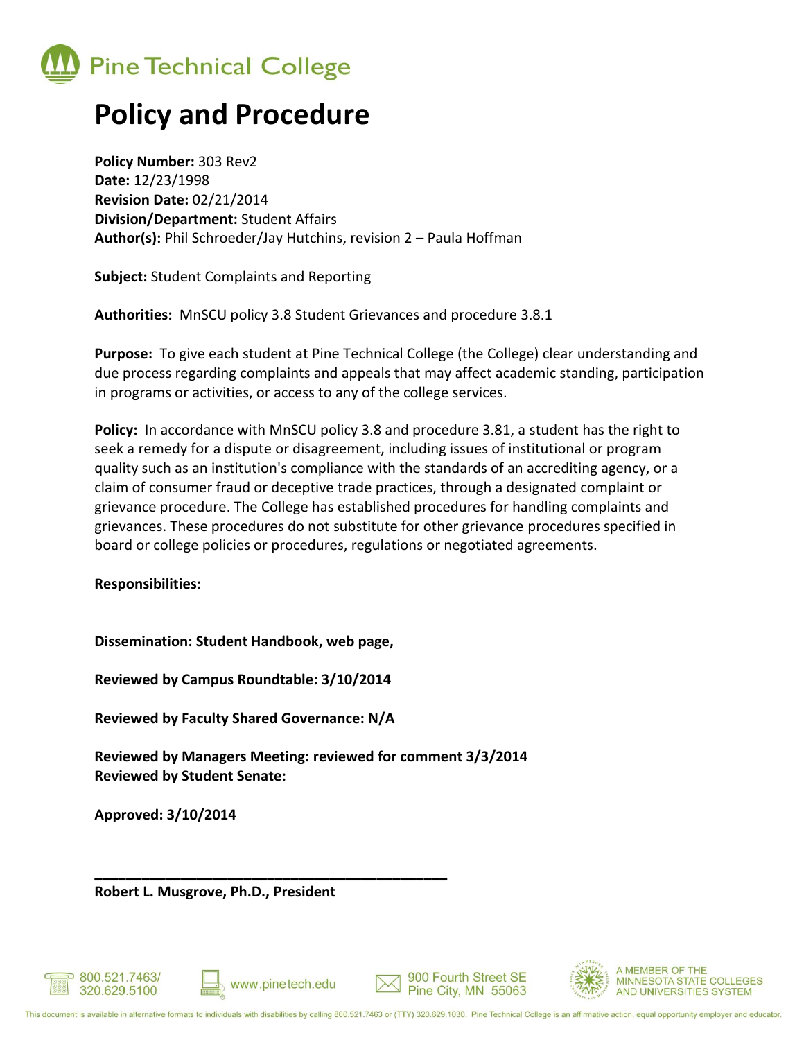Pine Technical College

# Policy and Procedure

**Policy Number:** 303 Rev2
**Date:** 12/23/1998
**Revision Date:** 02/21/2014
**Division/Department:** Student Affairs
**Author(s):** Phil Schroeder/Jay Hutchins, revision 2 – Paula Hoffman

**Subject:** Student Complaints and Reporting

**Authorities:** MnSCU policy 3.8 Student Grievances and procedure 3.8.1

**Purpose:** To give each student at Pine Technical College (the College) clear understanding and due process regarding complaints and appeals that may affect academic standing, participation in programs or activities, or access to any of the college services.

**Policy:** In accordance with MnSCU policy 3.8 and procedure 3.81, a student has the right to seek a remedy for a dispute or disagreement, including issues of institutional or program quality such as an institution's compliance with the standards of an accrediting agency, or a claim of consumer fraud or deceptive trade practices, through a designated complaint or grievance procedure. The College has established procedures for handling complaints and grievances. These procedures do not substitute for other grievance procedures specified in board or college policies or procedures, regulations or negotiated agreements.

**Responsibilities:**

**Dissemination: Student Handbook, web page,**

**Reviewed by Campus Roundtable: 3/10/2014**

**Reviewed by Faculty Shared Governance: N/A**

**Reviewed by Managers Meeting: reviewed for comment 3/3/2014**
**Reviewed by Student Senate:**

**Approved: 3/10/2014**

\_\_\_\_\_\_\_\_\_\_\_\_\_\_\_\_\_\_\_\_\_\_\_\_\_\_\_\_\_\_\_\_\_\_\_\_\_\_\_\_\_\_\_\_\_\_

**Robert L. Musgrove, Ph.D., President**

800.521.7463/ 320.629.5100 | www.pinetech.edu | 900 Fourth Street SE Pine City, MN 55063 | A MEMBER OF THE MINNESOTA STATE COLLEGES AND UNIVERSITIES SYSTEM

This document is available in alternative formats to individuals with disabilities by calling 800.521.7463 or (TTY) 320.629.1030. Pine Technical College is an affirmative action, equal opportunity employer and educator.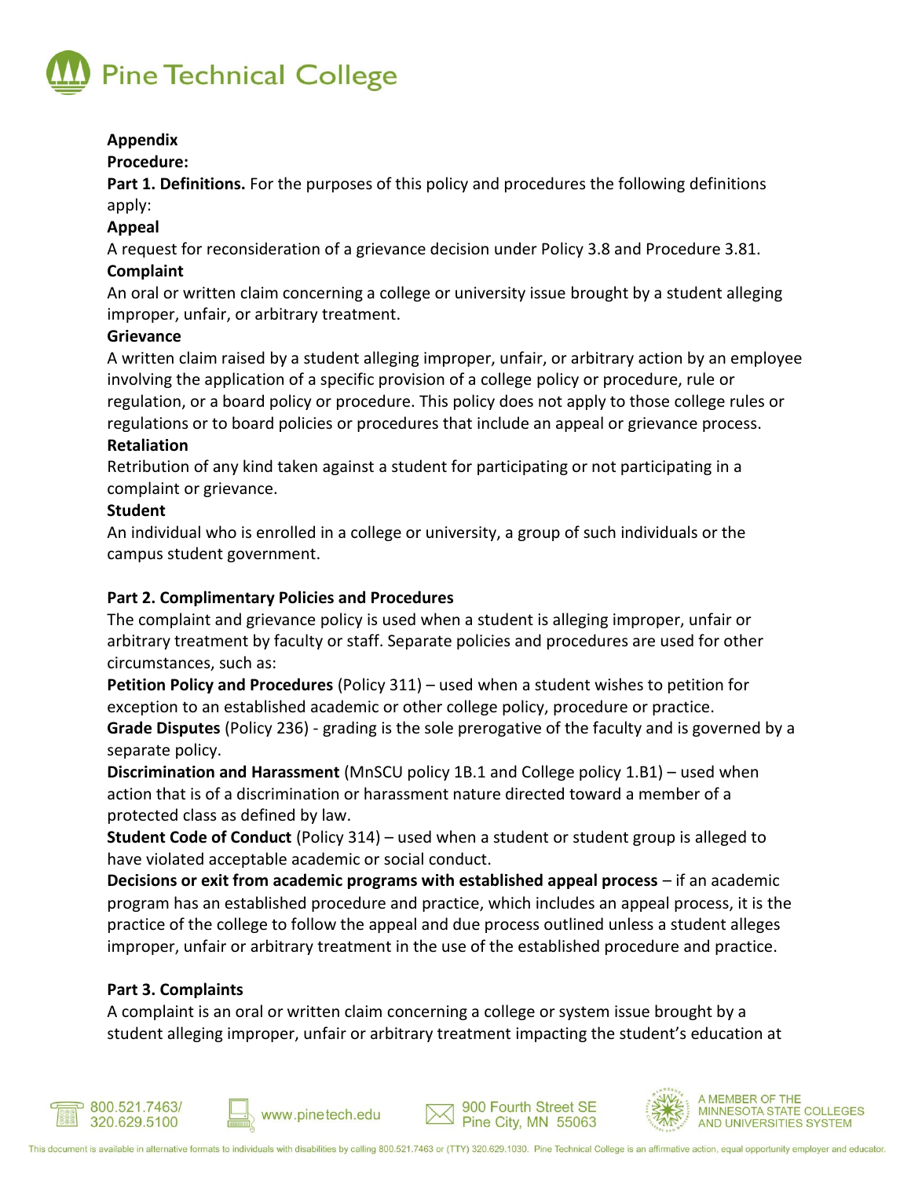**Appendix**

**Procedure:**

**Part 1. Definitions.** For the purposes of this policy and procedures the following definitions apply:

**Appeal**

A request for reconsideration of a grievance decision under Policy 3.8 and Procedure 3.81.

**Complaint**

An oral or written claim concerning a college or university issue brought by a student alleging improper, unfair, or arbitrary treatment.

**Grievance**

A written claim raised by a student alleging improper, unfair, or arbitrary action by an employee involving the application of a specific provision of a college policy or procedure, rule or regulation, or a board policy or procedure. This policy does not apply to those college rules or regulations or to board policies or procedures that include an appeal or grievance process.

**Retaliation**

Retribution of any kind taken against a student for participating or not participating in a complaint or grievance.

**Student**

An individual who is enrolled in a college or university, a group of such individuals or the campus student government.

**Part 2. Complimentary Policies and Procedures**

The complaint and grievance policy is used when a student is alleging improper, unfair or arbitrary treatment by faculty or staff. Separate policies and procedures are used for other circumstances, such as:

**Petition Policy and Procedures** (Policy 311) – used when a student wishes to petition for exception to an established academic or other college policy, procedure or practice.

**Grade Disputes** (Policy 236) - grading is the sole prerogative of the faculty and is governed by a separate policy.

**Discrimination and Harassment** (MnSCU policy 1B.1 and College policy 1.B1) – used when action that is of a discrimination or harassment nature directed toward a member of a protected class as defined by law.

**Student Code of Conduct** (Policy 314) – used when a student or student group is alleged to have violated acceptable academic or social conduct.

**Decisions or exit from academic programs with established appeal process** – if an academic program has an established procedure and practice, which includes an appeal process, it is the practice of the college to follow the appeal and due process outlined unless a student alleges improper, unfair or arbitrary treatment in the use of the established procedure and practice.

**Part 3. Complaints**

A complaint is an oral or written claim concerning a college or system issue brought by a student alleging improper, unfair or arbitrary treatment impacting the student's education at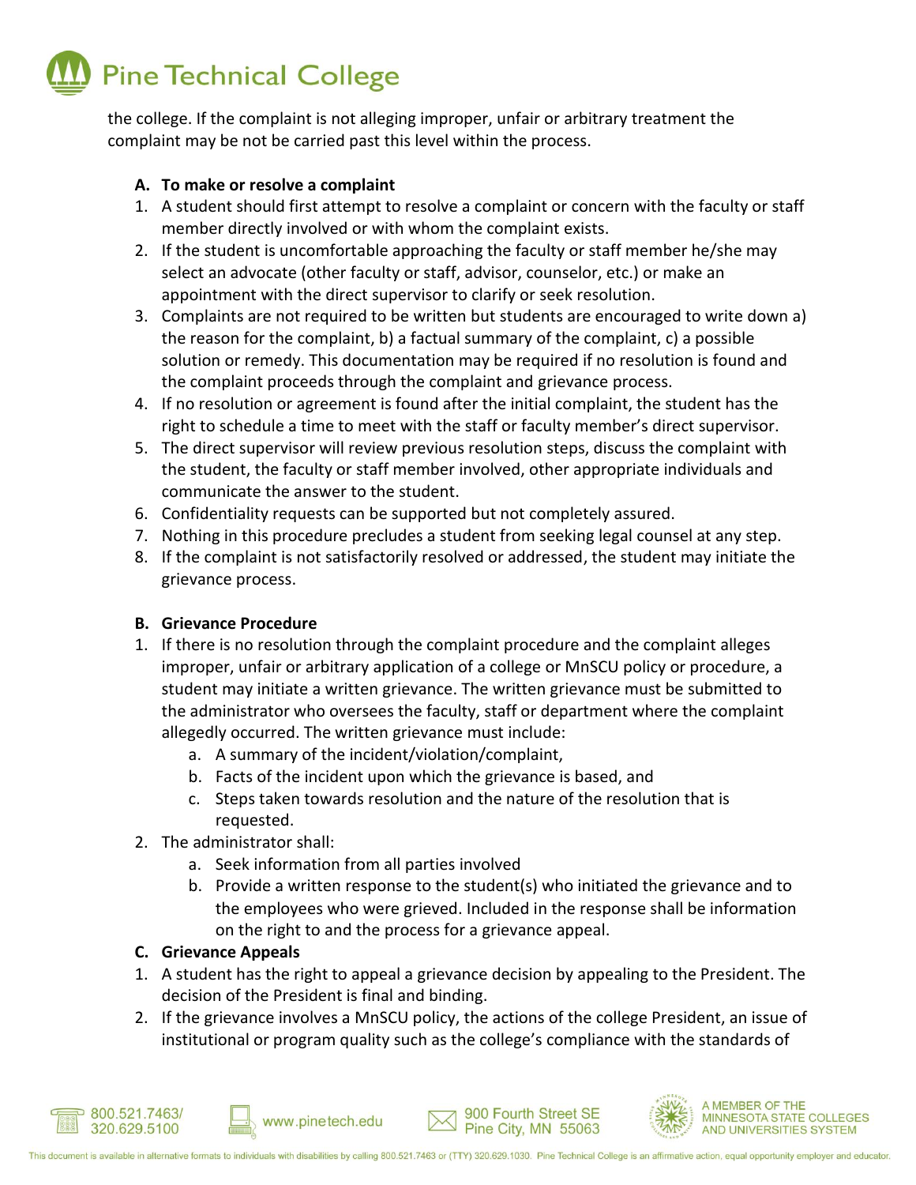the college. If the complaint is not alleging improper, unfair or arbitrary treatment the complaint may be not be carried past this level within the process.

**A. To make or resolve a complaint**

1. A student should first attempt to resolve a complaint or concern with the faculty or staff member directly involved or with whom the complaint exists.
2. If the student is uncomfortable approaching the faculty or staff member he/she may select an advocate (other faculty or staff, advisor, counselor, etc.) or make an appointment with the direct supervisor to clarify or seek resolution.
3. Complaints are not required to be written but students are encouraged to write down a) the reason for the complaint, b) a factual summary of the complaint, c) a possible solution or remedy. This documentation may be required if no resolution is found and the complaint proceeds through the complaint and grievance process.
4. If no resolution or agreement is found after the initial complaint, the student has the right to schedule a time to meet with the staff or faculty member's direct supervisor.
5. The direct supervisor will review previous resolution steps, discuss the complaint with the student, the faculty or staff member involved, other appropriate individuals and communicate the answer to the student.
6. Confidentiality requests can be supported but not completely assured.
7. Nothing in this procedure precludes a student from seeking legal counsel at any step.
8. If the complaint is not satisfactorily resolved or addressed, the student may initiate the grievance process.

**B. Grievance Procedure**

1. If there is no resolution through the complaint procedure and the complaint alleges improper, unfair or arbitrary application of a college or MnSCU policy or procedure, a student may initiate a written grievance. The written grievance must be submitted to the administrator who oversees the faculty, staff or department where the complaint allegedly occurred. The written grievance must include:
   a. A summary of the incident/violation/complaint,
   b. Facts of the incident upon which the grievance is based, and
   c. Steps taken towards resolution and the nature of the resolution that is requested.
2. The administrator shall:
   a. Seek information from all parties involved
   b. Provide a written response to the student(s) who initiated the grievance and to the employees who were grieved. Included in the response shall be information on the right to and the process for a grievance appeal.

**C. Grievance Appeals**

1. A student has the right to appeal a grievance decision by appealing to the President. The decision of the President is final and binding.
2. If the grievance involves a MnSCU policy, the actions of the college President, an issue of institutional or program quality such as the college's compliance with the standards of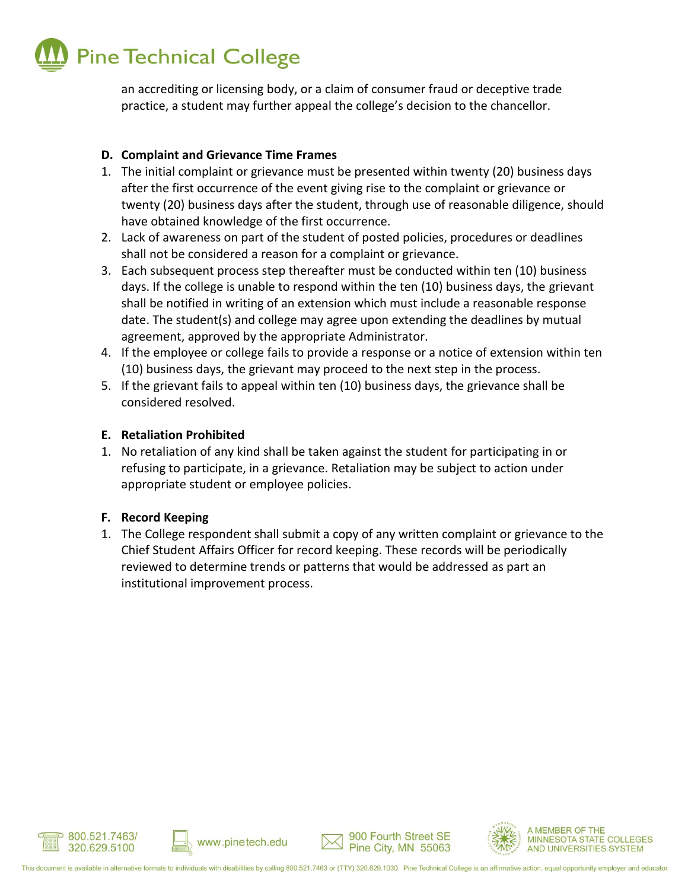an accrediting or licensing body, or a claim of consumer fraud or deceptive trade practice, a student may further appeal the college's decision to the chancellor.

**D. Complaint and Grievance Time Frames**

1. The initial complaint or grievance must be presented within twenty (20) business days after the first occurrence of the event giving rise to the complaint or grievance or twenty (20) business days after the student, through use of reasonable diligence, should have obtained knowledge of the first occurrence.
2. Lack of awareness on part of the student of posted policies, procedures or deadlines shall not be considered a reason for a complaint or grievance.
3. Each subsequent process step thereafter must be conducted within ten (10) business days. If the college is unable to respond within the ten (10) business days, the grievant shall be notified in writing of an extension which must include a reasonable response date. The student(s) and college may agree upon extending the deadlines by mutual agreement, approved by the appropriate Administrator.
4. If the employee or college fails to provide a response or a notice of extension within ten (10) business days, the grievant may proceed to the next step in the process.
5. If the grievant fails to appeal within ten (10) business days, the grievance shall be considered resolved.

**E. Retaliation Prohibited**

1. No retaliation of any kind shall be taken against the student for participating in or refusing to participate, in a grievance. Retaliation may be subject to action under appropriate student or employee policies.

**F. Record Keeping**

1. The College respondent shall submit a copy of any written complaint or grievance to the Chief Student Affairs Officer for record keeping. These records will be periodically reviewed to determine trends or patterns that would be addressed as part an institutional improvement process.